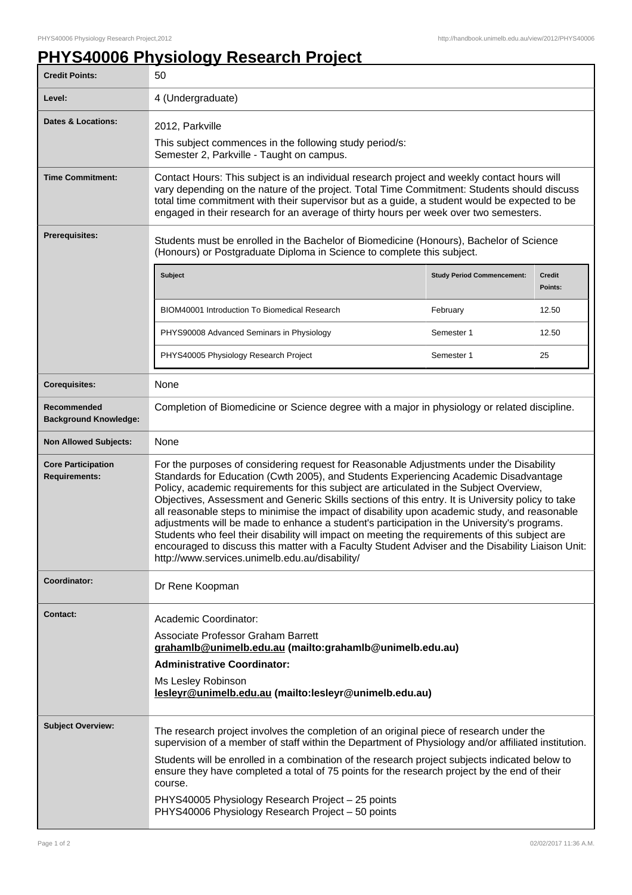# PHYS40006 Physiology Research Project

| | |
|---|---|
| **Credit Points:** | 50 |
| **Level:** | 4 (Undergraduate) |
| **Dates & Locations:** | 2012, Parkville<br>This subject commences in the following study period/s:<br>Semester 2, Parkville - Taught on campus. |
| **Time Commitment:** | Contact Hours: This subject is an individual research project and weekly contact hours will vary depending on the nature of the project. Total Time Commitment: Students should discuss total time commitment with their supervisor but as a guide, a student would be expected to be engaged in their research for an average of thirty hours per week over two semesters. |
| **Prerequisites:** | Students must be enrolled in the Bachelor of Biomedicine (Honours), Bachelor of Science (Honours) or Postgraduate Diploma in Science to complete this subject. |
| **Corequisites:** | None |
| **Recommended Background Knowledge:** | Completion of Biomedicine or Science degree with a major in physiology or related discipline. |
| **Non Allowed Subjects:** | None |
| **Core Participation Requirements:** | For the purposes of considering request for Reasonable Adjustments under the Disability Standards for Education (Cwth 2005), and Students Experiencing Academic Disadvantage Policy, academic requirements for this subject are articulated in the Subject Overview, Objectives, Assessment and Generic Skills sections of this entry. It is University policy to take all reasonable steps to minimise the impact of disability upon academic study, and reasonable adjustments will be made to enhance a student's participation in the University's programs. Students who feel their disability will impact on meeting the requirements of this subject are encouraged to discuss this matter with a Faculty Student Adviser and the Disability Liaison Unit: http://www.services.unimelb.edu.au/disability/ |
| **Coordinator:** | Dr Rene Koopman |
| **Contact:** | Academic Coordinator:<br>Associate Professor Graham Barrett<br>**grahamlb@unimelb.edu.au (mailto:grahamlb@unimelb.edu.au)**<br>**Administrative Coordinator:**<br>Ms Lesley Robinson<br>**lesleyr@unimelb.edu.au (mailto:lesleyr@unimelb.edu.au)** |
| **Subject Overview:** | The research project involves the completion of an original piece of research under the supervision of a member of staff within the Department of Physiology and/or affiliated institution.<br>Students will be enrolled in a combination of the research project subjects indicated below to ensure they have completed a total of 75 points for the research project by the end of their course.<br>PHYS40005 Physiology Research Project – 25 points<br>PHYS40006 Physiology Research Project – 50 points |

Prerequisite subjects:

| Subject | Study Period Commencement: | Credit Points: |
|---|---|---|
| BIOM40001 Introduction To Biomedical Research | February | 12.50 |
| PHYS90008 Advanced Seminars in Physiology | Semester 1 | 12.50 |
| PHYS40005 Physiology Research Project | Semester 1 | 25 |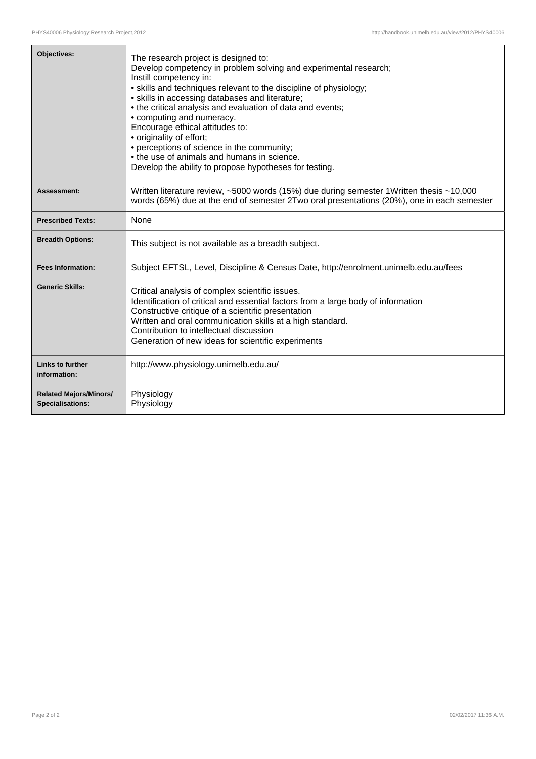| | |
|---|---|
| **Objectives:** | The research project is designed to:<br>Develop competency in problem solving and experimental research;<br>Instill competency in:<br>• skills and techniques relevant to the discipline of physiology;<br>• skills in accessing databases and literature;<br>• the critical analysis and evaluation of data and events;<br>• computing and numeracy.<br>Encourage ethical attitudes to:<br>• originality of effort;<br>• perceptions of science in the community;<br>• the use of animals and humans in science.<br>Develop the ability to propose hypotheses for testing. |
| **Assessment:** | Written literature review, ~5000 words (15%) due during semester 1Written thesis ~10,000 words (65%) due at the end of semester 2Two oral presentations (20%), one in each semester |
| **Prescribed Texts:** | None |
| **Breadth Options:** | This subject is not available as a breadth subject. |
| **Fees Information:** | Subject EFTSL, Level, Discipline & Census Date, http://enrolment.unimelb.edu.au/fees |
| **Generic Skills:** | Critical analysis of complex scientific issues.<br>Identification of critical and essential factors from a large body of information<br>Constructive critique of a scientific presentation<br>Written and oral communication skills at a high standard.<br>Contribution to intellectual discussion<br>Generation of new ideas for scientific experiments |
| **Links to further information:** | http://www.physiology.unimelb.edu.au/ |
| **Related Majors/Minors/ Specialisations:** | Physiology<br>Physiology |